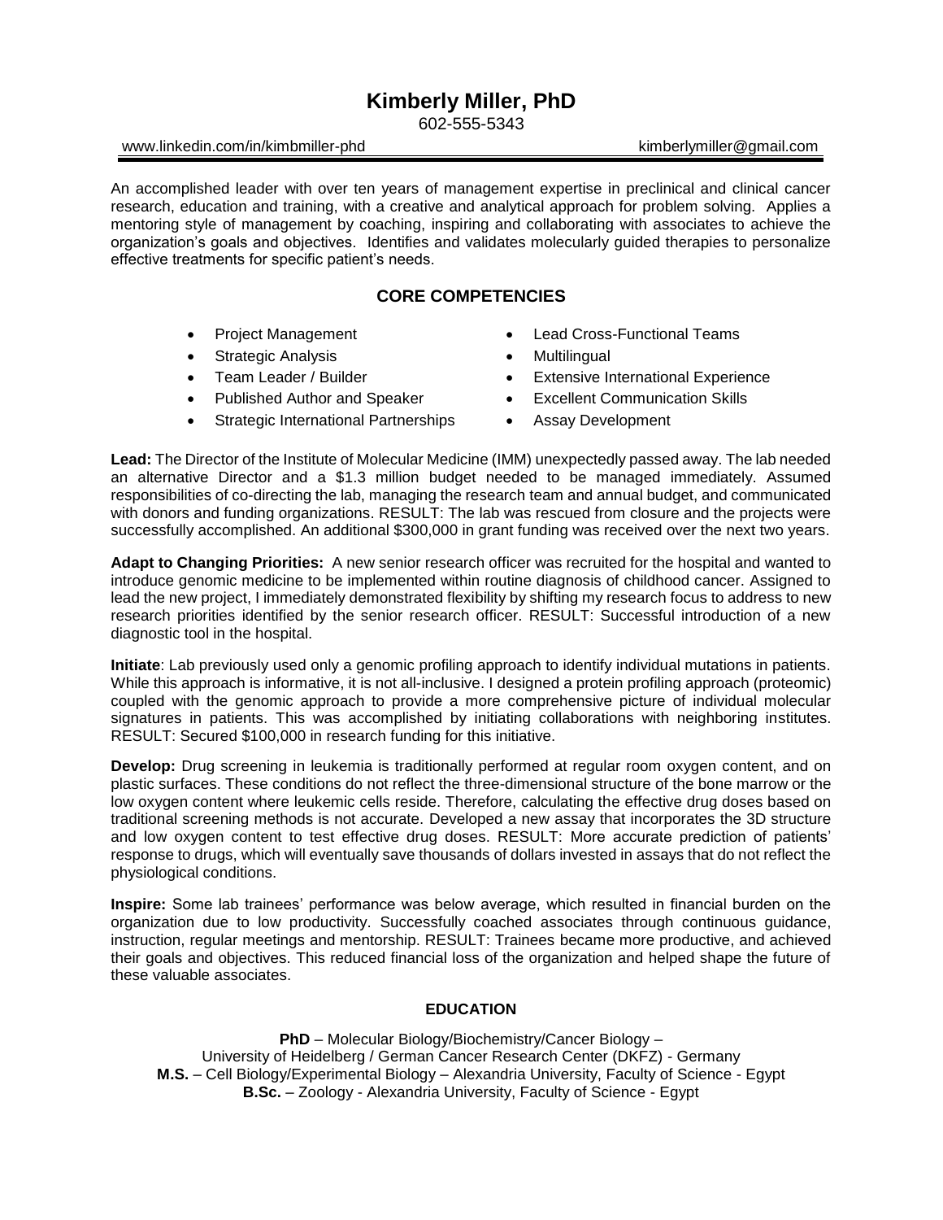# Kimberly Miller, PhD

602-555-5343

www.linkedin.com/in/kimbmiller-phd kimberlymiller@gmail.com

An accomplished leader with over ten years of management expertise in preclinical and clinical cancer research, education and training, with a creative and analytical approach for problem solving. Applies a mentoring style of management by coaching, inspiring and collaborating with associates to achieve the organization's goals and objectives. Identifies and validates molecularly guided therapies to personalize effective treatments for specific patient's needs.

## CORE COMPETENCIES

- Project Management
- Strategic Analysis
- Team Leader / Builder
- Published Author and Speaker
- Strategic International Partnerships
- Lead Cross-Functional Teams
- Multilingual
- Extensive International Experience
- Excellent Communication Skills
- Assay Development

**Lead:** The Director of the Institute of Molecular Medicine (IMM) unexpectedly passed away. The lab needed an alternative Director and a $1.3 million budget needed to be managed immediately. Assumed responsibilities of co-directing the lab, managing the research team and annual budget, and communicated with donors and funding organizations. RESULT: The lab was rescued from closure and the projects were successfully accomplished. An additional $300,000 in grant funding was received over the next two years.

**Adapt to Changing Priorities:** A new senior research officer was recruited for the hospital and wanted to introduce genomic medicine to be implemented within routine diagnosis of childhood cancer. Assigned to lead the new project, I immediately demonstrated flexibility by shifting my research focus to address to new research priorities identified by the senior research officer. RESULT: Successful introduction of a new diagnostic tool in the hospital.

**Initiate**: Lab previously used only a genomic profiling approach to identify individual mutations in patients. While this approach is informative, it is not all-inclusive. I designed a protein profiling approach (proteomic) coupled with the genomic approach to provide a more comprehensive picture of individual molecular signatures in patients. This was accomplished by initiating collaborations with neighboring institutes. RESULT: Secured $100,000 in research funding for this initiative.

**Develop:** Drug screening in leukemia is traditionally performed at regular room oxygen content, and on plastic surfaces. These conditions do not reflect the three-dimensional structure of the bone marrow or the low oxygen content where leukemic cells reside. Therefore, calculating the effective drug doses based on traditional screening methods is not accurate. Developed a new assay that incorporates the 3D structure and low oxygen content to test effective drug doses. RESULT: More accurate prediction of patients' response to drugs, which will eventually save thousands of dollars invested in assays that do not reflect the physiological conditions.

**Inspire:** Some lab trainees' performance was below average, which resulted in financial burden on the organization due to low productivity. Successfully coached associates through continuous guidance, instruction, regular meetings and mentorship. RESULT: Trainees became more productive, and achieved their goals and objectives. This reduced financial loss of the organization and helped shape the future of these valuable associates.

## EDUCATION

**PhD** – Molecular Biology/Biochemistry/Cancer Biology –
University of Heidelberg / German Cancer Research Center (DKFZ) - Germany
**M.S.** – Cell Biology/Experimental Biology – Alexandria University, Faculty of Science - Egypt
**B.Sc.** – Zoology - Alexandria University, Faculty of Science - Egypt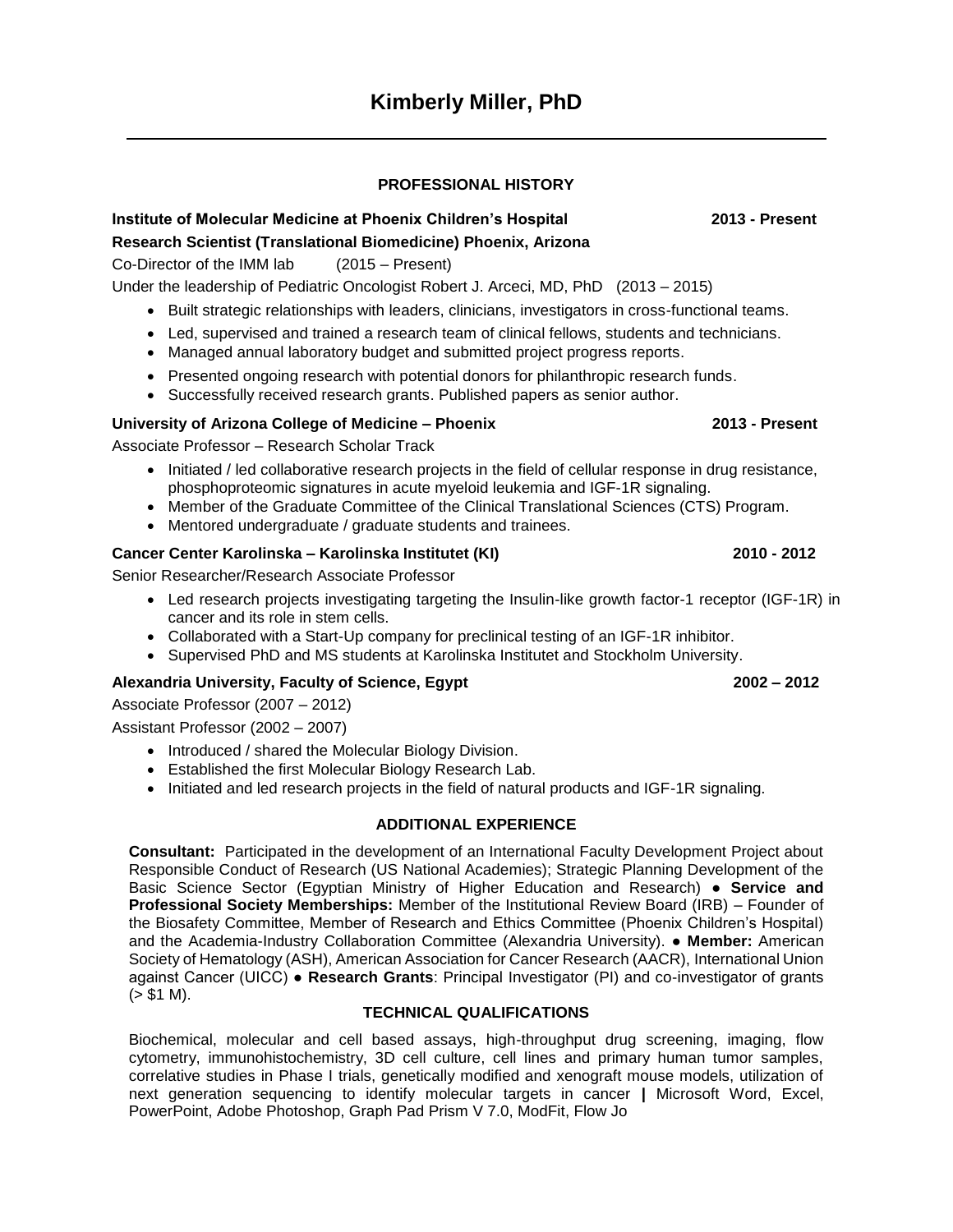# Kimberly Miller, PhD

## PROFESSIONAL HISTORY

**Institute of Molecular Medicine at Phoenix Children's Hospital** **2013 - Present**
**Research Scientist (Translational Biomedicine) Phoenix, Arizona**

Co-Director of the IMM lab (2015 – Present)

Under the leadership of Pediatric Oncologist Robert J. Arceci, MD, PhD (2013 – 2015)

- Built strategic relationships with leaders, clinicians, investigators in cross-functional teams.
- Led, supervised and trained a research team of clinical fellows, students and technicians.
- Managed annual laboratory budget and submitted project progress reports.
- Presented ongoing research with potential donors for philanthropic research funds.
- Successfully received research grants. Published papers as senior author.

**University of Arizona College of Medicine – Phoenix** **2013 - Present**

Associate Professor – Research Scholar Track

- Initiated / led collaborative research projects in the field of cellular response in drug resistance, phosphoproteomic signatures in acute myeloid leukemia and IGF-1R signaling.
- Member of the Graduate Committee of the Clinical Translational Sciences (CTS) Program.
- Mentored undergraduate / graduate students and trainees.

**Cancer Center Karolinska – Karolinska Institutet (KI)** **2010 - 2012**

Senior Researcher/Research Associate Professor

- Led research projects investigating targeting the Insulin-like growth factor-1 receptor (IGF-1R) in cancer and its role in stem cells.
- Collaborated with a Start-Up company for preclinical testing of an IGF-1R inhibitor.
- Supervised PhD and MS students at Karolinska Institutet and Stockholm University.

**Alexandria University, Faculty of Science, Egypt** **2002 – 2012**

Associate Professor (2007 – 2012)

Assistant Professor (2002 – 2007)

- Introduced / shared the Molecular Biology Division.
- Established the first Molecular Biology Research Lab.
- Initiated and led research projects in the field of natural products and IGF-1R signaling.

## ADDITIONAL EXPERIENCE

**Consultant:** Participated in the development of an International Faculty Development Project about Responsible Conduct of Research (US National Academies); Strategic Planning Development of the Basic Science Sector (Egyptian Ministry of Higher Education and Research) ● **Service and Professional Society Memberships:** Member of the Institutional Review Board (IRB) – Founder of the Biosafety Committee, Member of Research and Ethics Committee (Phoenix Children's Hospital) and the Academia-Industry Collaboration Committee (Alexandria University). ● **Member:** American Society of Hematology (ASH), American Association for Cancer Research (AACR), International Union against Cancer (UICC) ● **Research Grants**: Principal Investigator (PI) and co-investigator of grants (> $1 M).

## TECHNICAL QUALIFICATIONS

Biochemical, molecular and cell based assays, high-throughput drug screening, imaging, flow cytometry, immunohistochemistry, 3D cell culture, cell lines and primary human tumor samples, correlative studies in Phase I trials, genetically modified and xenograft mouse models, utilization of next generation sequencing to identify molecular targets in cancer **|** Microsoft Word, Excel, PowerPoint, Adobe Photoshop, Graph Pad Prism V 7.0, ModFit, Flow Jo